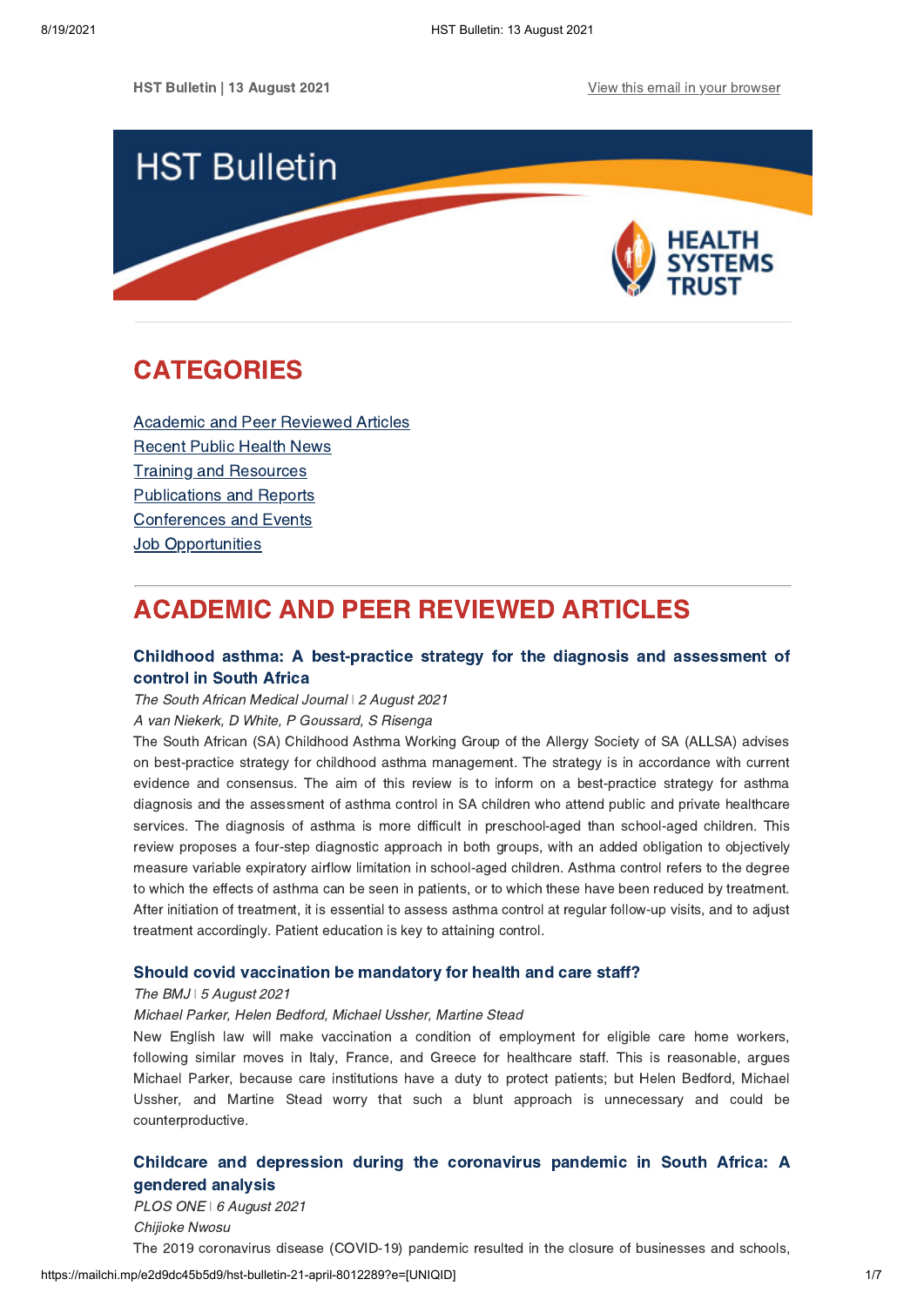HST Bulletin | 13 August 2021

View this email in your browser

# HST Bulletin

HEALTH SYSTEMS TRUST

## CATEGORIES

- Academic and Peer Reviewed Articles
- Recent Public Health News
- Training and Resources
- Publications and Reports
- Conferences and Events
- Job Opportunities

## ACADEMIC AND PEER REVIEWED ARTICLES

### Childhood asthma: A best-practice strategy for the diagnosis and assessment of control in South Africa

*The South African Medical Journal | 2 August 2021*

*A van Niekerk, D White, P Goussard, S Risenga*

The South African (SA) Childhood Asthma Working Group of the Allergy Society of SA (ALLSA) advises on best-practice strategy for childhood asthma management. The strategy is in accordance with current evidence and consensus. The aim of this review is to inform on a best-practice strategy for asthma diagnosis and the assessment of asthma control in SA children who attend public and private healthcare services. The diagnosis of asthma is more difficult in preschool-aged than school-aged children. This review proposes a four-step diagnostic approach in both groups, with an added obligation to objectively measure variable expiratory airflow limitation in school-aged children. Asthma control refers to the degree to which the effects of asthma can be seen in patients, or to which these have been reduced by treatment. After initiation of treatment, it is essential to assess asthma control at regular follow-up visits, and to adjust treatment accordingly. Patient education is key to attaining control.

### Should covid vaccination be mandatory for health and care staff?

*The BMJ | 5 August 2021*

*Michael Parker, Helen Bedford, Michael Ussher, Martine Stead*

New English law will make vaccination a condition of employment for eligible care home workers, following similar moves in Italy, France, and Greece for healthcare staff. This is reasonable, argues Michael Parker, because care institutions have a duty to protect patients; but Helen Bedford, Michael Ussher, and Martine Stead worry that such a blunt approach is unnecessary and could be counterproductive.

### Childcare and depression during the coronavirus pandemic in South Africa: A gendered analysis

*PLOS ONE | 6 August 2021*

*Chijioke Nwosu*

The 2019 coronavirus disease (COVID-19) pandemic resulted in the closure of businesses and schools,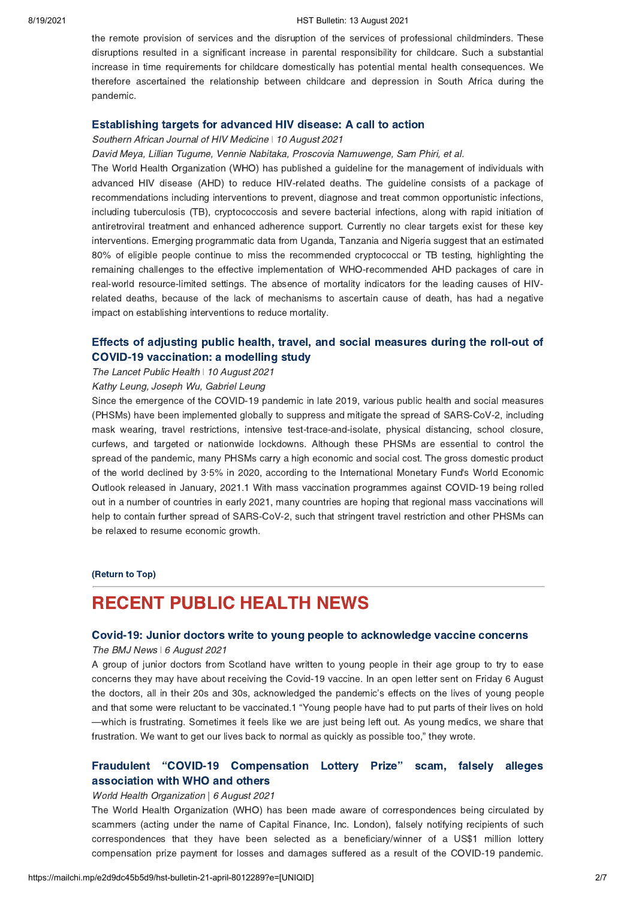the remote provision of services and the disruption of the services of professional childminders. These disruptions resulted in a significant increase in parental responsibility for childcare. Such a substantial increase in time requirements for childcare domestically has potential mental health consequences. We therefore ascertained the relationship between childcare and depression in South Africa during the pandemic.

### Establishing targets for advanced HIV disease: A call to action

*Southern African Journal of HIV Medicine* | *10 August 2021*

*David Meya, Lillian Tugume, Vennie Nabitaka, Proscovia Namuwenge, Sam Phiri, et al.*

The World Health Organization (WHO) has published a guideline for the management of individuals with advanced HIV disease (AHD) to reduce HIV-related deaths. The guideline consists of a package of recommendations including interventions to prevent, diagnose and treat common opportunistic infections, including tuberculosis (TB), cryptococcosis and severe bacterial infections, along with rapid initiation of antiretroviral treatment and enhanced adherence support. Currently no clear targets exist for these key interventions. Emerging programmatic data from Uganda, Tanzania and Nigeria suggest that an estimated 80% of eligible people continue to miss the recommended cryptococcal or TB testing, highlighting the remaining challenges to the effective implementation of WHO-recommended AHD packages of care in real-world resource-limited settings. The absence of mortality indicators for the leading causes of HIV-related deaths, because of the lack of mechanisms to ascertain cause of death, has had a negative impact on establishing interventions to reduce mortality.

### Effects of adjusting public health, travel, and social measures during the roll-out of COVID-19 vaccination: a modelling study

*The Lancet Public Health* | *10 August 2021*

*Kathy Leung, Joseph Wu, Gabriel Leung*

Since the emergence of the COVID-19 pandemic in late 2019, various public health and social measures (PHSMs) have been implemented globally to suppress and mitigate the spread of SARS-CoV-2, including mask wearing, travel restrictions, intensive test-trace-and-isolate, physical distancing, school closure, curfews, and targeted or nationwide lockdowns. Although these PHSMs are essential to control the spread of the pandemic, many PHSMs carry a high economic and social cost. The gross domestic product of the world declined by 3·5% in 2020, according to the International Monetary Fund's World Economic Outlook released in January, 2021.1 With mass vaccination programmes against COVID-19 being rolled out in a number of countries in early 2021, many countries are hoping that regional mass vaccinations will help to contain further spread of SARS-CoV-2, such that stringent travel restriction and other PHSMs can be relaxed to resume economic growth.

**(Return to Top)**

## RECENT PUBLIC HEALTH NEWS

### Covid-19: Junior doctors write to young people to acknowledge vaccine concerns

*The BMJ News* | *6 August 2021*

A group of junior doctors from Scotland have written to young people in their age group to try to ease concerns they may have about receiving the Covid-19 vaccine. In an open letter sent on Friday 6 August the doctors, all in their 20s and 30s, acknowledged the pandemic's effects on the lives of young people and that some were reluctant to be vaccinated.1 "Young people have had to put parts of their lives on hold —which is frustrating. Sometimes it feels like we are just being left out. As young medics, we share that frustration. We want to get our lives back to normal as quickly as possible too," they wrote.

### Fraudulent "COVID-19 Compensation Lottery Prize" scam, falsely alleges association with WHO and others

*World Health Organization* | *6 August 2021*

The World Health Organization (WHO) has been made aware of correspondences being circulated by scammers (acting under the name of Capital Finance, Inc. London), falsely notifying recipients of such correspondences that they have been selected as a beneficiary/winner of a US$1 million lottery compensation prize payment for losses and damages suffered as a result of the COVID-19 pandemic.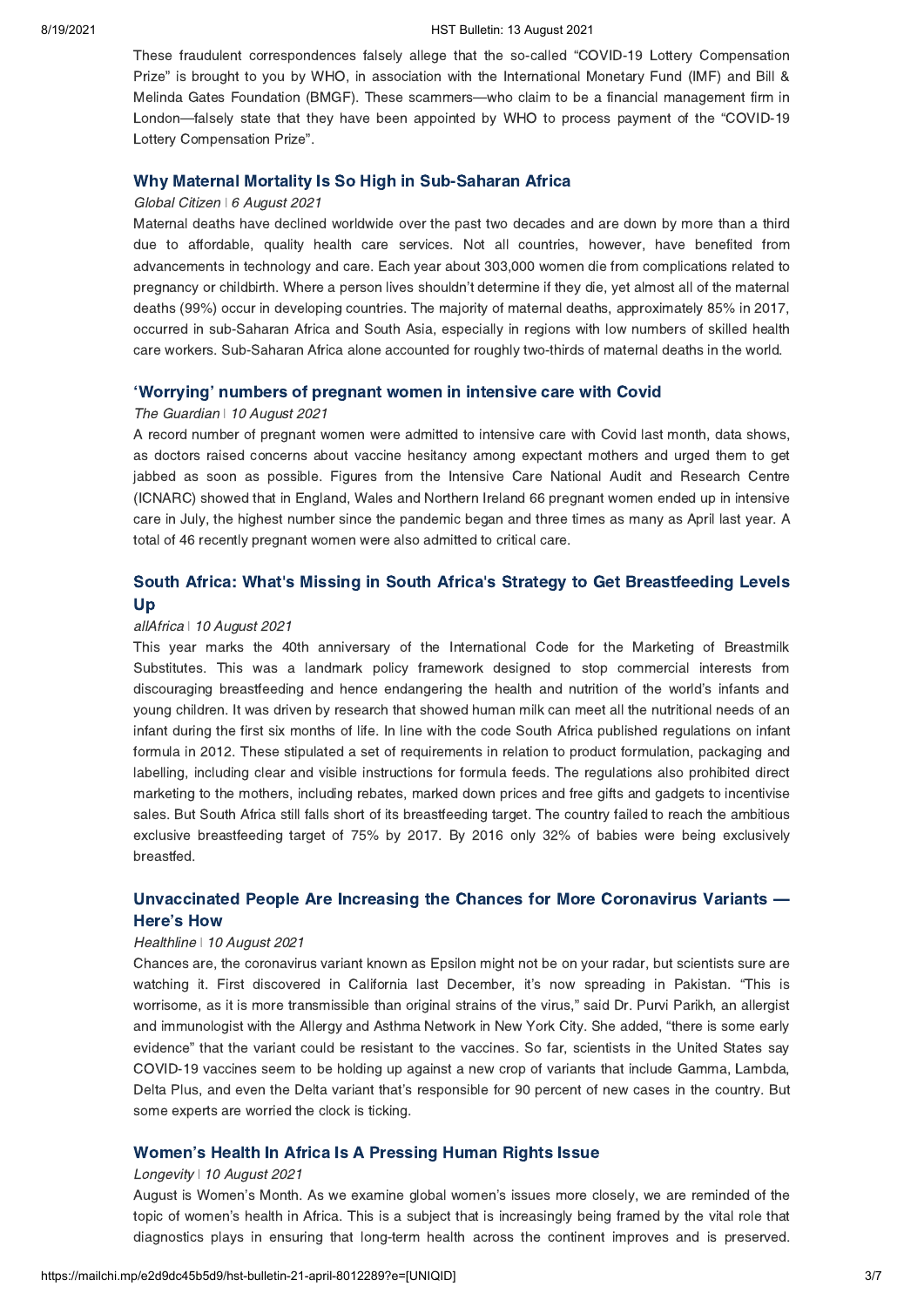These fraudulent correspondences falsely allege that the so-called "COVID-19 Lottery Compensation Prize" is brought to you by WHO, in association with the International Monetary Fund (IMF) and Bill & Melinda Gates Foundation (BMGF). These scammers—who claim to be a financial management firm in London—falsely state that they have been appointed by WHO to process payment of the "COVID-19 Lottery Compensation Prize".

### Why Maternal Mortality Is So High in Sub-Saharan Africa

*Global Citizen | 6 August 2021*

Maternal deaths have declined worldwide over the past two decades and are down by more than a third due to affordable, quality health care services. Not all countries, however, have benefited from advancements in technology and care. Each year about 303,000 women die from complications related to pregnancy or childbirth. Where a person lives shouldn't determine if they die, yet almost all of the maternal deaths (99%) occur in developing countries. The majority of maternal deaths, approximately 85% in 2017, occurred in sub-Saharan Africa and South Asia, especially in regions with low numbers of skilled health care workers. Sub-Saharan Africa alone accounted for roughly two-thirds of maternal deaths in the world.

### 'Worrying' numbers of pregnant women in intensive care with Covid

*The Guardian | 10 August 2021*

A record number of pregnant women were admitted to intensive care with Covid last month, data shows, as doctors raised concerns about vaccine hesitancy among expectant mothers and urged them to get jabbed as soon as possible. Figures from the Intensive Care National Audit and Research Centre (ICNARC) showed that in England, Wales and Northern Ireland 66 pregnant women ended up in intensive care in July, the highest number since the pandemic began and three times as many as April last year. A total of 46 recently pregnant women were also admitted to critical care.

### South Africa: What's Missing in South Africa's Strategy to Get Breastfeeding Levels Up

*allAfrica | 10 August 2021*

This year marks the 40th anniversary of the International Code for the Marketing of Breastmilk Substitutes. This was a landmark policy framework designed to stop commercial interests from discouraging breastfeeding and hence endangering the health and nutrition of the world's infants and young children. It was driven by research that showed human milk can meet all the nutritional needs of an infant during the first six months of life. In line with the code South Africa published regulations on infant formula in 2012. These stipulated a set of requirements in relation to product formulation, packaging and labelling, including clear and visible instructions for formula feeds. The regulations also prohibited direct marketing to the mothers, including rebates, marked down prices and free gifts and gadgets to incentivise sales. But South Africa still falls short of its breastfeeding target. The country failed to reach the ambitious exclusive breastfeeding target of 75% by 2017. By 2016 only 32% of babies were being exclusively breastfed.

### Unvaccinated People Are Increasing the Chances for More Coronavirus Variants — Here's How

*Healthline | 10 August 2021*

Chances are, the coronavirus variant known as Epsilon might not be on your radar, but scientists sure are watching it. First discovered in California last December, it's now spreading in Pakistan. "This is worrisome, as it is more transmissible than original strains of the virus," said Dr. Purvi Parikh, an allergist and immunologist with the Allergy and Asthma Network in New York City. She added, "there is some early evidence" that the variant could be resistant to the vaccines. So far, scientists in the United States say COVID-19 vaccines seem to be holding up against a new crop of variants that include Gamma, Lambda, Delta Plus, and even the Delta variant that's responsible for 90 percent of new cases in the country. But some experts are worried the clock is ticking.

### Women's Health In Africa Is A Pressing Human Rights Issue

*Longevity | 10 August 2021*

August is Women's Month. As we examine global women's issues more closely, we are reminded of the topic of women's health in Africa. This is a subject that is increasingly being framed by the vital role that diagnostics plays in ensuring that long-term health across the continent improves and is preserved.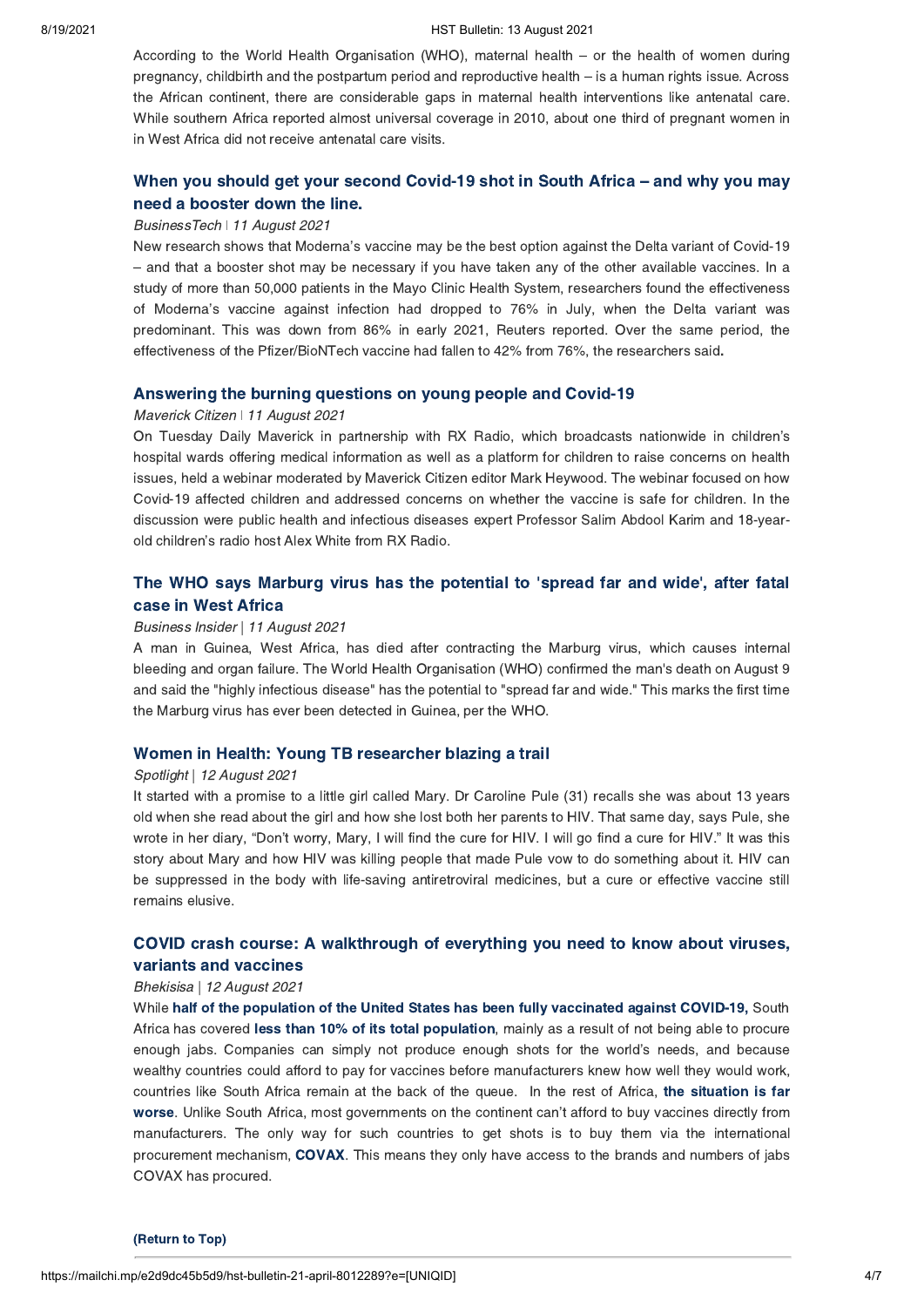According to the World Health Organisation (WHO), maternal health – or the health of women during pregnancy, childbirth and the postpartum period and reproductive health – is a human rights issue. Across the African continent, there are considerable gaps in maternal health interventions like antenatal care. While southern Africa reported almost universal coverage in 2010, about one third of pregnant women in in West Africa did not receive antenatal care visits.

### When you should get your second Covid-19 shot in South Africa – and why you may need a booster down the line.

*BusinessTech* | *11 August 2021*

New research shows that Moderna's vaccine may be the best option against the Delta variant of Covid-19 – and that a booster shot may be necessary if you have taken any of the other available vaccines. In a study of more than 50,000 patients in the Mayo Clinic Health System, researchers found the effectiveness of Moderna's vaccine against infection had dropped to 76% in July, when the Delta variant was predominant. This was down from 86% in early 2021, Reuters reported. Over the same period, the effectiveness of the Pfizer/BioNTech vaccine had fallen to 42% from 76%, the researchers said**.**

### Answering the burning questions on young people and Covid-19

*Maverick Citizen* | *11 August 2021*

On Tuesday Daily Maverick in partnership with RX Radio, which broadcasts nationwide in children's hospital wards offering medical information as well as a platform for children to raise concerns on health issues, held a webinar moderated by Maverick Citizen editor Mark Heywood. The webinar focused on how Covid-19 affected children and addressed concerns on whether the vaccine is safe for children. In the discussion were public health and infectious diseases expert Professor Salim Abdool Karim and 18-year-old children's radio host Alex White from RX Radio.

### The WHO says Marburg virus has the potential to 'spread far and wide', after fatal case in West Africa

*Business Insider* | *11 August 2021*

A man in Guinea, West Africa, has died after contracting the Marburg virus, which causes internal bleeding and organ failure. The World Health Organisation (WHO) confirmed the man's death on August 9 and said the "highly infectious disease" has the potential to "spread far and wide." This marks the first time the Marburg virus has ever been detected in Guinea, per the WHO.

### Women in Health: Young TB researcher blazing a trail

*Spotlight* | *12 August 2021*

It started with a promise to a little girl called Mary. Dr Caroline Pule (31) recalls she was about 13 years old when she read about the girl and how she lost both her parents to HIV. That same day, says Pule, she wrote in her diary, "Don't worry, Mary, I will find the cure for HIV. I will go find a cure for HIV." It was this story about Mary and how HIV was killing people that made Pule vow to do something about it. HIV can be suppressed in the body with life-saving antiretroviral medicines, but a cure or effective vaccine still remains elusive.

### COVID crash course: A walkthrough of everything you need to know about viruses, variants and vaccines

*Bhekisisa* | *12 August 2021*

While **half of the population of the United States has been fully vaccinated against COVID-19,** South Africa has covered **less than 10% of its total population**, mainly as a result of not being able to procure enough jabs. Companies can simply not produce enough shots for the world's needs, and because wealthy countries could afford to pay for vaccines before manufacturers knew how well they would work, countries like South Africa remain at the back of the queue. In the rest of Africa, **the situation is far worse**. Unlike South Africa, most governments on the continent can't afford to buy vaccines directly from manufacturers. The only way for such countries to get shots is to buy them via the international procurement mechanism, **COVAX**. This means they only have access to the brands and numbers of jabs COVAX has procured.

**(Return to Top)**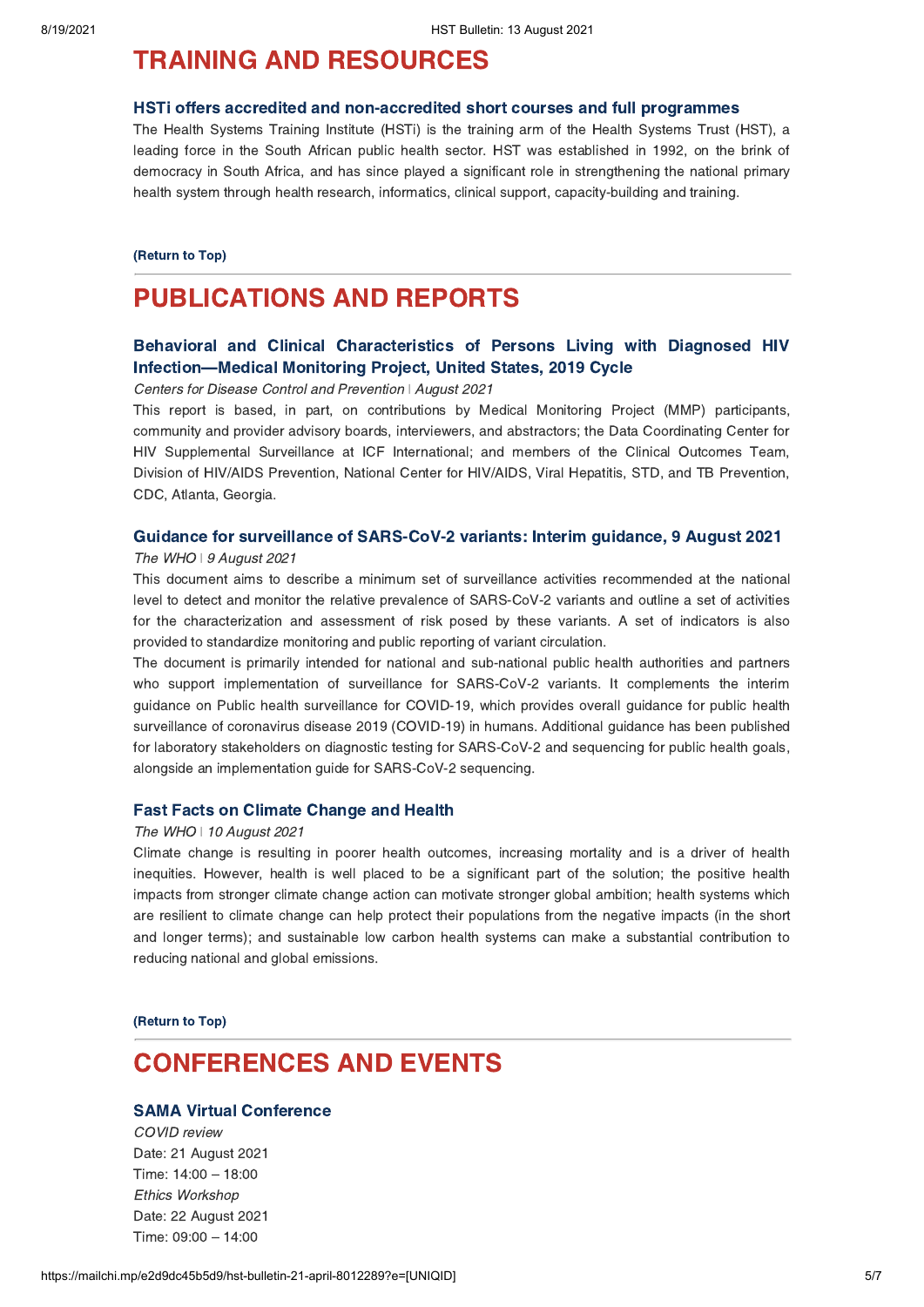# TRAINING AND RESOURCES

### HSTi offers accredited and non-accredited short courses and full programmes

The Health Systems Training Institute (HSTi) is the training arm of the Health Systems Trust (HST), a leading force in the South African public health sector. HST was established in 1992, on the brink of democracy in South Africa, and has since played a significant role in strengthening the national primary health system through health research, informatics, clinical support, capacity-building and training.

**(Return to Top)**

# PUBLICATIONS AND REPORTS

### Behavioral and Clinical Characteristics of Persons Living with Diagnosed HIV Infection—Medical Monitoring Project, United States, 2019 Cycle

*Centers for Disease Control and Prevention* | *August 2021*

This report is based, in part, on contributions by Medical Monitoring Project (MMP) participants, community and provider advisory boards, interviewers, and abstractors; the Data Coordinating Center for HIV Supplemental Surveillance at ICF International; and members of the Clinical Outcomes Team, Division of HIV/AIDS Prevention, National Center for HIV/AIDS, Viral Hepatitis, STD, and TB Prevention, CDC, Atlanta, Georgia.

### Guidance for surveillance of SARS-CoV-2 variants: Interim guidance, 9 August 2021

*The WHO* | *9 August 2021*

This document aims to describe a minimum set of surveillance activities recommended at the national level to detect and monitor the relative prevalence of SARS-CoV-2 variants and outline a set of activities for the characterization and assessment of risk posed by these variants. A set of indicators is also provided to standardize monitoring and public reporting of variant circulation.

The document is primarily intended for national and sub-national public health authorities and partners who support implementation of surveillance for SARS-CoV-2 variants. It complements the interim guidance on Public health surveillance for COVID-19, which provides overall guidance for public health surveillance of coronavirus disease 2019 (COVID-19) in humans. Additional guidance has been published for laboratory stakeholders on diagnostic testing for SARS-CoV-2 and sequencing for public health goals, alongside an implementation guide for SARS-CoV-2 sequencing.

### Fast Facts on Climate Change and Health

*The WHO* | *10 August 2021*

Climate change is resulting in poorer health outcomes, increasing mortality and is a driver of health inequities. However, health is well placed to be a significant part of the solution; the positive health impacts from stronger climate change action can motivate stronger global ambition; health systems which are resilient to climate change can help protect their populations from the negative impacts (in the short and longer terms); and sustainable low carbon health systems can make a substantial contribution to reducing national and global emissions.

**(Return to Top)**

# CONFERENCES AND EVENTS

### SAMA Virtual Conference

*COVID review*
Date: 21 August 2021
Time: 14:00 – 18:00
*Ethics Workshop*
Date: 22 August 2021
Time: 09:00 – 14:00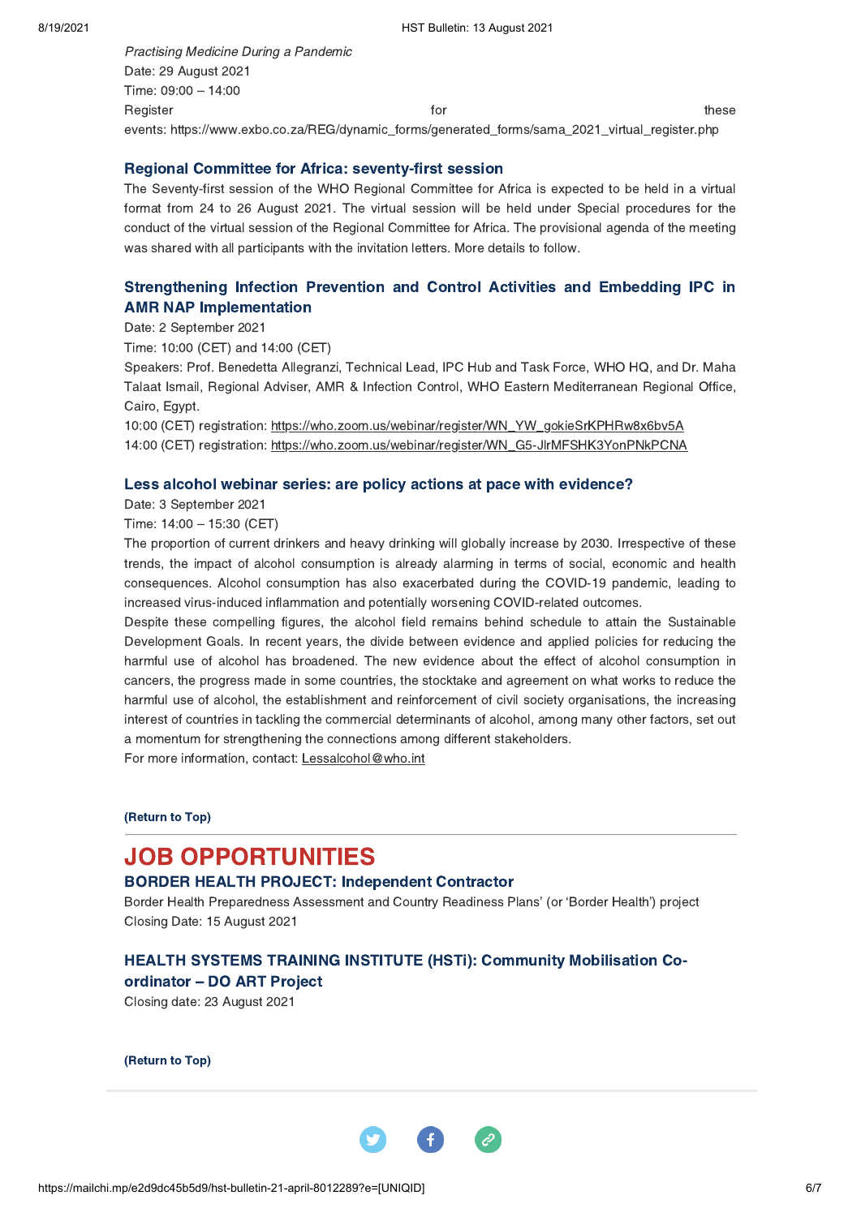*Practising Medicine During a Pandemic*
Date: 29 August 2021
Time: 09:00 – 14:00
Register for these events: https://www.exbo.co.za/REG/dynamic_forms/generated_forms/sama_2021_virtual_register.php

### Regional Committee for Africa: seventy-first session

The Seventy-first session of the WHO Regional Committee for Africa is expected to be held in a virtual format from 24 to 26 August 2021. The virtual session will be held under Special procedures for the conduct of the virtual session of the Regional Committee for Africa. The provisional agenda of the meeting was shared with all participants with the invitation letters. More details to follow.

### Strengthening Infection Prevention and Control Activities and Embedding IPC in AMR NAP Implementation

Date: 2 September 2021
Time: 10:00 (CET) and 14:00 (CET)
Speakers: Prof. Benedetta Allegranzi, Technical Lead, IPC Hub and Task Force, WHO HQ, and Dr. Maha Talaat Ismail, Regional Adviser, AMR & Infection Control, WHO Eastern Mediterranean Regional Office, Cairo, Egypt.
10:00 (CET) registration: https://who.zoom.us/webinar/register/WN_YW_gokieSrKPHRw8x6bv5A
14:00 (CET) registration: https://who.zoom.us/webinar/register/WN_G5-JlrMFSHK3YonPNkPCNA

### Less alcohol webinar series: are policy actions at pace with evidence?

Date: 3 September 2021
Time: 14:00 – 15:30 (CET)
The proportion of current drinkers and heavy drinking will globally increase by 2030. Irrespective of these trends, the impact of alcohol consumption is already alarming in terms of social, economic and health consequences. Alcohol consumption has also exacerbated during the COVID-19 pandemic, leading to increased virus-induced inflammation and potentially worsening COVID-related outcomes.
Despite these compelling figures, the alcohol field remains behind schedule to attain the Sustainable Development Goals. In recent years, the divide between evidence and applied policies for reducing the harmful use of alcohol has broadened. The new evidence about the effect of alcohol consumption in cancers, the progress made in some countries, the stocktake and agreement on what works to reduce the harmful use of alcohol, the establishment and reinforcement of civil society organisations, the increasing interest of countries in tackling the commercial determinants of alcohol, among many other factors, set out a momentum for strengthening the connections among different stakeholders.
For more information, contact: Lessalcohol@who.int

**(Return to Top)**

---

## JOB OPPORTUNITIES

### BORDER HEALTH PROJECT: Independent Contractor

Border Health Preparedness Assessment and Country Readiness Plans' (or 'Border Health') project
Closing Date: 15 August 2021

### HEALTH SYSTEMS TRAINING INSTITUTE (HSTi): Community Mobilisation Co-ordinator – DO ART Project

Closing date: 23 August 2021

**(Return to Top)**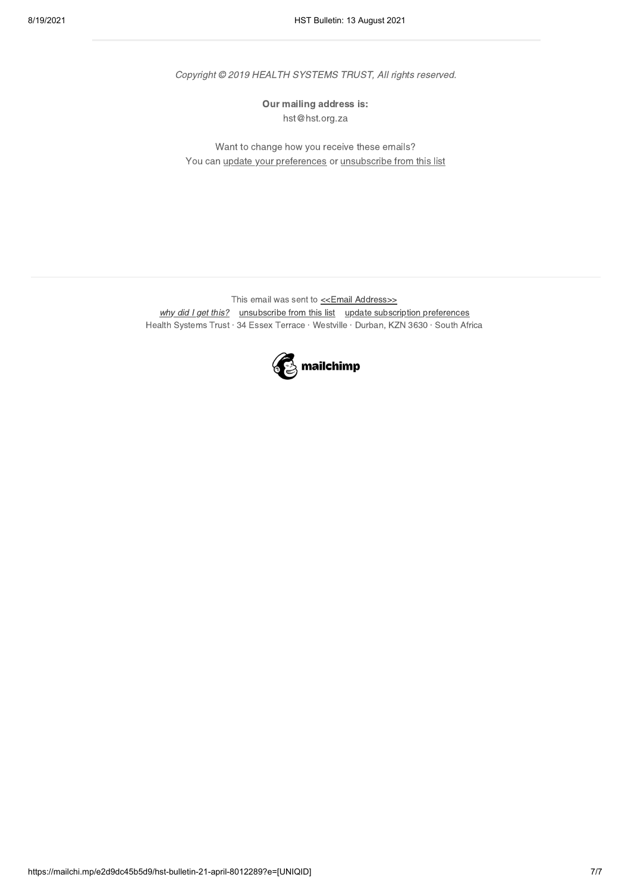*Copyright © 2019 HEALTH SYSTEMS TRUST, All rights reserved.*

**Our mailing address is:**
hst@hst.org.za

Want to change how you receive these emails?
You can update your preferences or unsubscribe from this list

This email was sent to <<Email Address>>
*why did I get this?* unsubscribe from this list update subscription preferences
Health Systems Trust · 34 Essex Terrace · Westville · Durban, KZN 3630 · South Africa

mailchimp